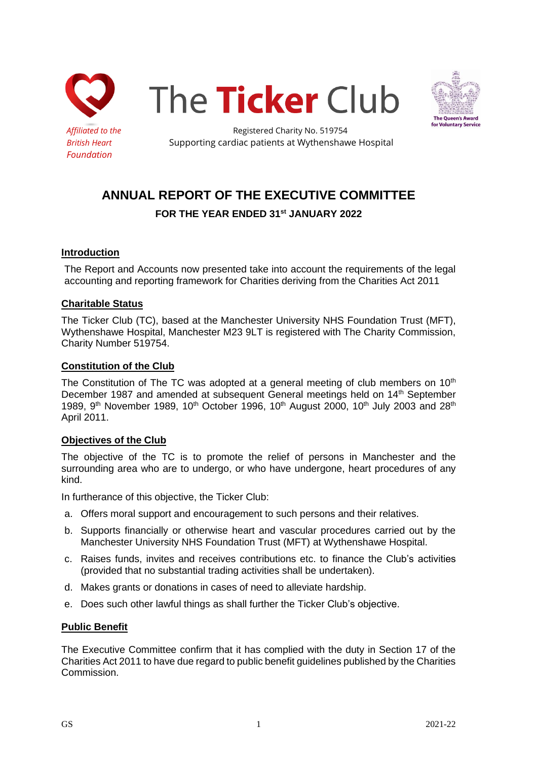*Affiliated to the British Heart Foundation*

# The **Ticker** Club

Registered Charity No. 519754
Supporting cardiac patients at Wythenshawe Hospital

The Queen's Award for Voluntary Service

## ANNUAL REPORT OF THE EXECUTIVE COMMITTEE

### FOR THE YEAR ENDED 31st JANUARY 2022

### Introduction

The Report and Accounts now presented take into account the requirements of the legal accounting and reporting framework for Charities deriving from the Charities Act 2011

### Charitable Status

The Ticker Club (TC), based at the Manchester University NHS Foundation Trust (MFT), Wythenshawe Hospital, Manchester M23 9LT is registered with The Charity Commission, Charity Number 519754.

### Constitution of the Club

The Constitution of The TC was adopted at a general meeting of club members on 10th December 1987 and amended at subsequent General meetings held on 14th September 1989, 9th November 1989, 10th October 1996, 10th August 2000, 10th July 2003 and 28th April 2011.

### Objectives of the Club

The objective of the TC is to promote the relief of persons in Manchester and the surrounding area who are to undergo, or who have undergone, heart procedures of any kind.

In furtherance of this objective, the Ticker Club:

a. Offers moral support and encouragement to such persons and their relatives.
b. Supports financially or otherwise heart and vascular procedures carried out by the Manchester University NHS Foundation Trust (MFT) at Wythenshawe Hospital.
c. Raises funds, invites and receives contributions etc. to finance the Club's activities (provided that no substantial trading activities shall be undertaken).
d. Makes grants or donations in cases of need to alleviate hardship.
e. Does such other lawful things as shall further the Ticker Club's objective.

### Public Benefit

The Executive Committee confirm that it has complied with the duty in Section 17 of the Charities Act 2011 to have due regard to public benefit guidelines published by the Charities Commission.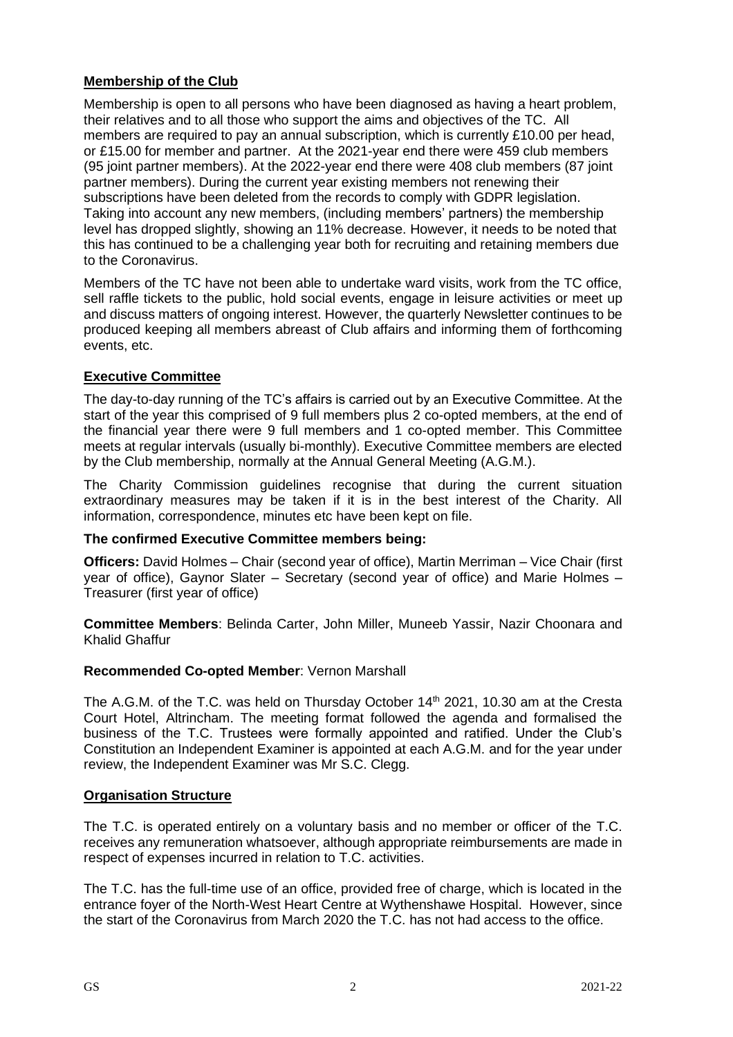## Membership of the Club

Membership is open to all persons who have been diagnosed as having a heart problem, their relatives and to all those who support the aims and objectives of the TC. All members are required to pay an annual subscription, which is currently £10.00 per head, or £15.00 for member and partner. At the 2021-year end there were 459 club members (95 joint partner members). At the 2022-year end there were 408 club members (87 joint partner members). During the current year existing members not renewing their subscriptions have been deleted from the records to comply with GDPR legislation. Taking into account any new members, (including members' partners) the membership level has dropped slightly, showing an 11% decrease. However, it needs to be noted that this has continued to be a challenging year both for recruiting and retaining members due to the Coronavirus.

Members of the TC have not been able to undertake ward visits, work from the TC office, sell raffle tickets to the public, hold social events, engage in leisure activities or meet up and discuss matters of ongoing interest. However, the quarterly Newsletter continues to be produced keeping all members abreast of Club affairs and informing them of forthcoming events, etc.

## Executive Committee

The day-to-day running of the TC's affairs is carried out by an Executive Committee. At the start of the year this comprised of 9 full members plus 2 co-opted members, at the end of the financial year there were 9 full members and 1 co-opted member. This Committee meets at regular intervals (usually bi-monthly). Executive Committee members are elected by the Club membership, normally at the Annual General Meeting (A.G.M.).

The Charity Commission guidelines recognise that during the current situation extraordinary measures may be taken if it is in the best interest of the Charity. All information, correspondence, minutes etc have been kept on file.

**The confirmed Executive Committee members being:**

**Officers:** David Holmes – Chair (second year of office), Martin Merriman – Vice Chair (first year of office), Gaynor Slater – Secretary (second year of office) and Marie Holmes – Treasurer (first year of office)

**Committee Members**: Belinda Carter, John Miller, Muneeb Yassir, Nazir Choonara and Khalid Ghaffur

**Recommended Co-opted Member**: Vernon Marshall

The A.G.M. of the T.C. was held on Thursday October 14th 2021, 10.30 am at the Cresta Court Hotel, Altrincham. The meeting format followed the agenda and formalised the business of the T.C. Trustees were formally appointed and ratified. Under the Club's Constitution an Independent Examiner is appointed at each A.G.M. and for the year under review, the Independent Examiner was Mr S.C. Clegg.

## Organisation Structure

The T.C. is operated entirely on a voluntary basis and no member or officer of the T.C. receives any remuneration whatsoever, although appropriate reimbursements are made in respect of expenses incurred in relation to T.C. activities.

The T.C. has the full-time use of an office, provided free of charge, which is located in the entrance foyer of the North-West Heart Centre at Wythenshawe Hospital. However, since the start of the Coronavirus from March 2020 the T.C. has not had access to the office.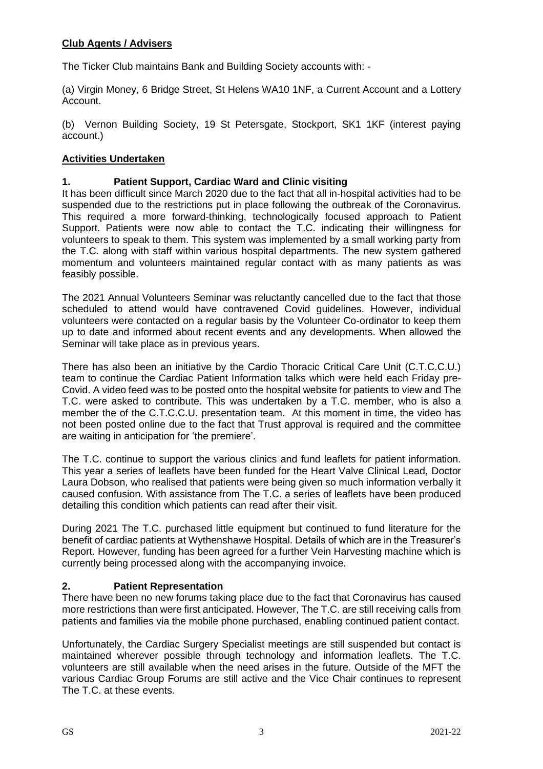## **Club Agents / Advisers**

The Ticker Club maintains Bank and Building Society accounts with: -

(a) Virgin Money, 6 Bridge Street, St Helens WA10 1NF, a Current Account and a Lottery Account.

(b) Vernon Building Society, 19 St Petersgate, Stockport, SK1 1KF (interest paying account.)

## **Activities Undertaken**

### **1. Patient Support, Cardiac Ward and Clinic visiting**

It has been difficult since March 2020 due to the fact that all in-hospital activities had to be suspended due to the restrictions put in place following the outbreak of the Coronavirus. This required a more forward-thinking, technologically focused approach to Patient Support. Patients were now able to contact the T.C. indicating their willingness for volunteers to speak to them. This system was implemented by a small working party from the T.C. along with staff within various hospital departments. The new system gathered momentum and volunteers maintained regular contact with as many patients as was feasibly possible.

The 2021 Annual Volunteers Seminar was reluctantly cancelled due to the fact that those scheduled to attend would have contravened Covid guidelines. However, individual volunteers were contacted on a regular basis by the Volunteer Co-ordinator to keep them up to date and informed about recent events and any developments. When allowed the Seminar will take place as in previous years.

There has also been an initiative by the Cardio Thoracic Critical Care Unit (C.T.C.C.U.) team to continue the Cardiac Patient Information talks which were held each Friday pre-Covid. A video feed was to be posted onto the hospital website for patients to view and The T.C. were asked to contribute. This was undertaken by a T.C. member, who is also a member the of the C.T.C.C.U. presentation team. At this moment in time, the video has not been posted online due to the fact that Trust approval is required and the committee are waiting in anticipation for 'the premiere'.

The T.C. continue to support the various clinics and fund leaflets for patient information. This year a series of leaflets have been funded for the Heart Valve Clinical Lead, Doctor Laura Dobson, who realised that patients were being given so much information verbally it caused confusion. With assistance from The T.C. a series of leaflets have been produced detailing this condition which patients can read after their visit.

During 2021 The T.C. purchased little equipment but continued to fund literature for the benefit of cardiac patients at Wythenshawe Hospital. Details of which are in the Treasurer's Report. However, funding has been agreed for a further Vein Harvesting machine which is currently being processed along with the accompanying invoice.

### **2. Patient Representation**

There have been no new forums taking place due to the fact that Coronavirus has caused more restrictions than were first anticipated. However, The T.C. are still receiving calls from patients and families via the mobile phone purchased, enabling continued patient contact.

Unfortunately, the Cardiac Surgery Specialist meetings are still suspended but contact is maintained wherever possible through technology and information leaflets. The T.C. volunteers are still available when the need arises in the future. Outside of the MFT the various Cardiac Group Forums are still active and the Vice Chair continues to represent The T.C. at these events.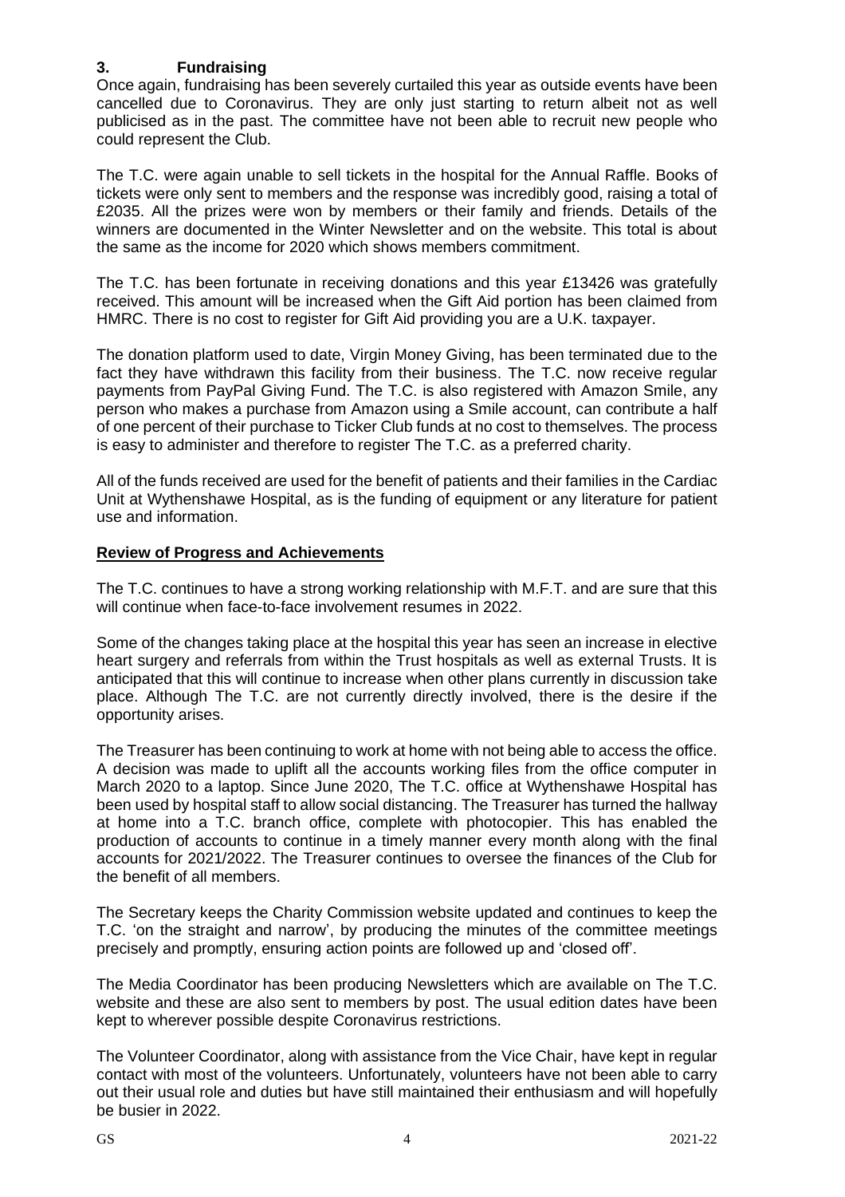## 3. Fundraising

Once again, fundraising has been severely curtailed this year as outside events have been cancelled due to Coronavirus. They are only just starting to return albeit not as well publicised as in the past. The committee have not been able to recruit new people who could represent the Club.

The T.C. were again unable to sell tickets in the hospital for the Annual Raffle. Books of tickets were only sent to members and the response was incredibly good, raising a total of £2035. All the prizes were won by members or their family and friends. Details of the winners are documented in the Winter Newsletter and on the website. This total is about the same as the income for 2020 which shows members commitment.

The T.C. has been fortunate in receiving donations and this year £13426 was gratefully received. This amount will be increased when the Gift Aid portion has been claimed from HMRC. There is no cost to register for Gift Aid providing you are a U.K. taxpayer.

The donation platform used to date, Virgin Money Giving, has been terminated due to the fact they have withdrawn this facility from their business. The T.C. now receive regular payments from PayPal Giving Fund. The T.C. is also registered with Amazon Smile, any person who makes a purchase from Amazon using a Smile account, can contribute a half of one percent of their purchase to Ticker Club funds at no cost to themselves. The process is easy to administer and therefore to register The T.C. as a preferred charity.

All of the funds received are used for the benefit of patients and their families in the Cardiac Unit at Wythenshawe Hospital, as is the funding of equipment or any literature for patient use and information.

## Review of Progress and Achievements

The T.C. continues to have a strong working relationship with M.F.T. and are sure that this will continue when face-to-face involvement resumes in 2022.

Some of the changes taking place at the hospital this year has seen an increase in elective heart surgery and referrals from within the Trust hospitals as well as external Trusts. It is anticipated that this will continue to increase when other plans currently in discussion take place. Although The T.C. are not currently directly involved, there is the desire if the opportunity arises.

The Treasurer has been continuing to work at home with not being able to access the office. A decision was made to uplift all the accounts working files from the office computer in March 2020 to a laptop. Since June 2020, The T.C. office at Wythenshawe Hospital has been used by hospital staff to allow social distancing. The Treasurer has turned the hallway at home into a T.C. branch office, complete with photocopier. This has enabled the production of accounts to continue in a timely manner every month along with the final accounts for 2021/2022. The Treasurer continues to oversee the finances of the Club for the benefit of all members.

The Secretary keeps the Charity Commission website updated and continues to keep the T.C. 'on the straight and narrow', by producing the minutes of the committee meetings precisely and promptly, ensuring action points are followed up and 'closed off'.

The Media Coordinator has been producing Newsletters which are available on The T.C. website and these are also sent to members by post. The usual edition dates have been kept to wherever possible despite Coronavirus restrictions.

The Volunteer Coordinator, along with assistance from the Vice Chair, have kept in regular contact with most of the volunteers. Unfortunately, volunteers have not been able to carry out their usual role and duties but have still maintained their enthusiasm and will hopefully be busier in 2022.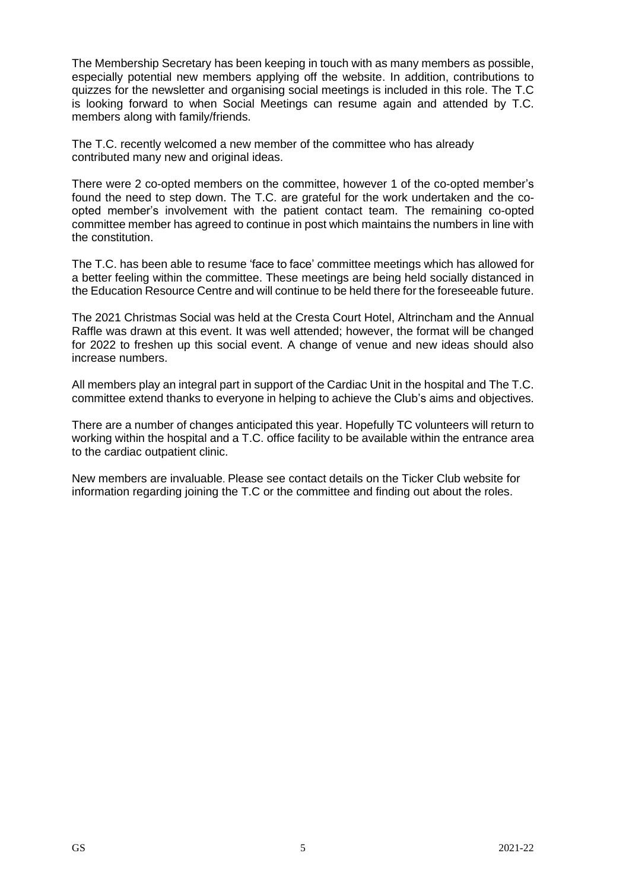The Membership Secretary has been keeping in touch with as many members as possible, especially potential new members applying off the website. In addition, contributions to quizzes for the newsletter and organising social meetings is included in this role. The T.C is looking forward to when Social Meetings can resume again and attended by T.C. members along with family/friends.

The T.C. recently welcomed a new member of the committee who has already contributed many new and original ideas.

There were 2 co-opted members on the committee, however 1 of the co-opted member's found the need to step down. The T.C. are grateful for the work undertaken and the co-opted member's involvement with the patient contact team. The remaining co-opted committee member has agreed to continue in post which maintains the numbers in line with the constitution.

The T.C. has been able to resume 'face to face' committee meetings which has allowed for a better feeling within the committee. These meetings are being held socially distanced in the Education Resource Centre and will continue to be held there for the foreseeable future.

The 2021 Christmas Social was held at the Cresta Court Hotel, Altrincham and the Annual Raffle was drawn at this event. It was well attended; however, the format will be changed for 2022 to freshen up this social event. A change of venue and new ideas should also increase numbers.

All members play an integral part in support of the Cardiac Unit in the hospital and The T.C. committee extend thanks to everyone in helping to achieve the Club's aims and objectives.

There are a number of changes anticipated this year. Hopefully TC volunteers will return to working within the hospital and a T.C. office facility to be available within the entrance area to the cardiac outpatient clinic.

New members are invaluable. Please see contact details on the Ticker Club website for information regarding joining the T.C or the committee and finding out about the roles.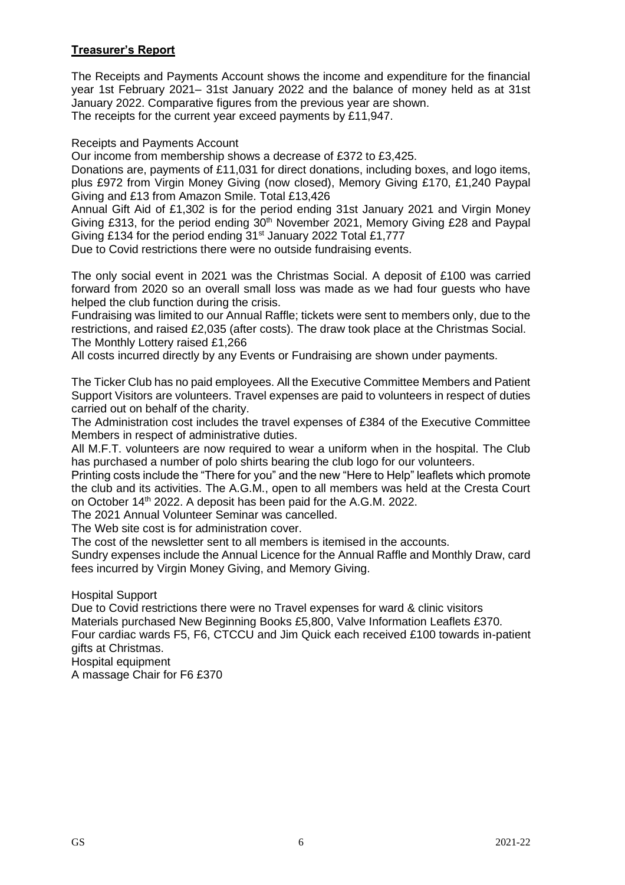## **Treasurer's Report**

The Receipts and Payments Account shows the income and expenditure for the financial year 1st February 2021– 31st January 2022 and the balance of money held as at 31st January 2022. Comparative figures from the previous year are shown.
The receipts for the current year exceed payments by £11,947.

Receipts and Payments Account

Our income from membership shows a decrease of £372 to £3,425.

Donations are, payments of £11,031 for direct donations, including boxes, and logo items, plus £972 from Virgin Money Giving (now closed), Memory Giving £170, £1,240 Paypal Giving and £13 from Amazon Smile. Total £13,426

Annual Gift Aid of £1,302 is for the period ending 31st January 2021 and Virgin Money Giving £313, for the period ending 30th November 2021, Memory Giving £28 and Paypal Giving £134 for the period ending 31st January 2022 Total £1,777

Due to Covid restrictions there were no outside fundraising events.

The only social event in 2021 was the Christmas Social. A deposit of £100 was carried forward from 2020 so an overall small loss was made as we had four guests who have helped the club function during the crisis.

Fundraising was limited to our Annual Raffle; tickets were sent to members only, due to the restrictions, and raised £2,035 (after costs). The draw took place at the Christmas Social.

The Monthly Lottery raised £1,266

All costs incurred directly by any Events or Fundraising are shown under payments.

The Ticker Club has no paid employees. All the Executive Committee Members and Patient Support Visitors are volunteers. Travel expenses are paid to volunteers in respect of duties carried out on behalf of the charity.

The Administration cost includes the travel expenses of £384 of the Executive Committee Members in respect of administrative duties.

All M.F.T. volunteers are now required to wear a uniform when in the hospital. The Club has purchased a number of polo shirts bearing the club logo for our volunteers.

Printing costs include the "There for you" and the new "Here to Help" leaflets which promote the club and its activities. The A.G.M., open to all members was held at the Cresta Court on October 14th 2022. A deposit has been paid for the A.G.M. 2022.

The 2021 Annual Volunteer Seminar was cancelled.

The Web site cost is for administration cover.

The cost of the newsletter sent to all members is itemised in the accounts.

Sundry expenses include the Annual Licence for the Annual Raffle and Monthly Draw, card fees incurred by Virgin Money Giving, and Memory Giving.

Hospital Support

Due to Covid restrictions there were no Travel expenses for ward & clinic visitors

Materials purchased New Beginning Books £5,800, Valve Information Leaflets £370.

Four cardiac wards F5, F6, CTCCU and Jim Quick each received £100 towards in-patient gifts at Christmas.

Hospital equipment

A massage Chair for F6 £370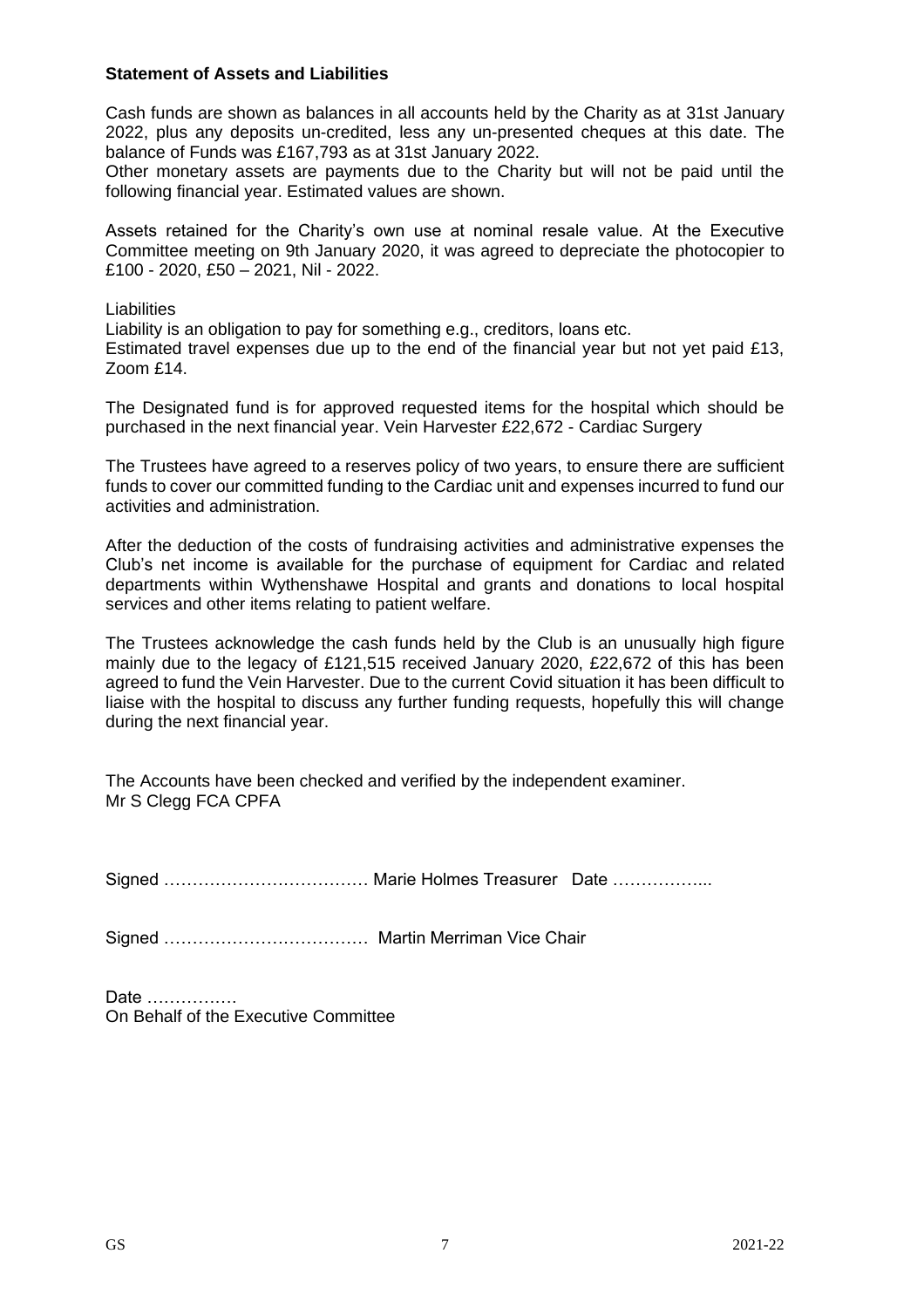**Statement of Assets and Liabilities**

Cash funds are shown as balances in all accounts held by the Charity as at 31st January 2022, plus any deposits un-credited, less any un-presented cheques at this date. The balance of Funds was £167,793 as at 31st January 2022.
Other monetary assets are payments due to the Charity but will not be paid until the following financial year. Estimated values are shown.

Assets retained for the Charity's own use at nominal resale value. At the Executive Committee meeting on 9th January 2020, it was agreed to depreciate the photocopier to £100 - 2020, £50 – 2021, Nil - 2022.

Liabilities
Liability is an obligation to pay for something e.g., creditors, loans etc.
Estimated travel expenses due up to the end of the financial year but not yet paid £13, Zoom £14.

The Designated fund is for approved requested items for the hospital which should be purchased in the next financial year. Vein Harvester £22,672 - Cardiac Surgery

The Trustees have agreed to a reserves policy of two years, to ensure there are sufficient funds to cover our committed funding to the Cardiac unit and expenses incurred to fund our activities and administration.

After the deduction of the costs of fundraising activities and administrative expenses the Club's net income is available for the purchase of equipment for Cardiac and related departments within Wythenshawe Hospital and grants and donations to local hospital services and other items relating to patient welfare.

The Trustees acknowledge the cash funds held by the Club is an unusually high figure mainly due to the legacy of £121,515 received January 2020, £22,672 of this has been agreed to fund the Vein Harvester. Due to the current Covid situation it has been difficult to liaise with the hospital to discuss any further funding requests, hopefully this will change during the next financial year.

The Accounts have been checked and verified by the independent examiner.
Mr S Clegg FCA CPFA

Signed ……………………………… Marie Holmes Treasurer Date ……………...

Signed ……………………………… Martin Merriman Vice Chair

Date ……………
On Behalf of the Executive Committee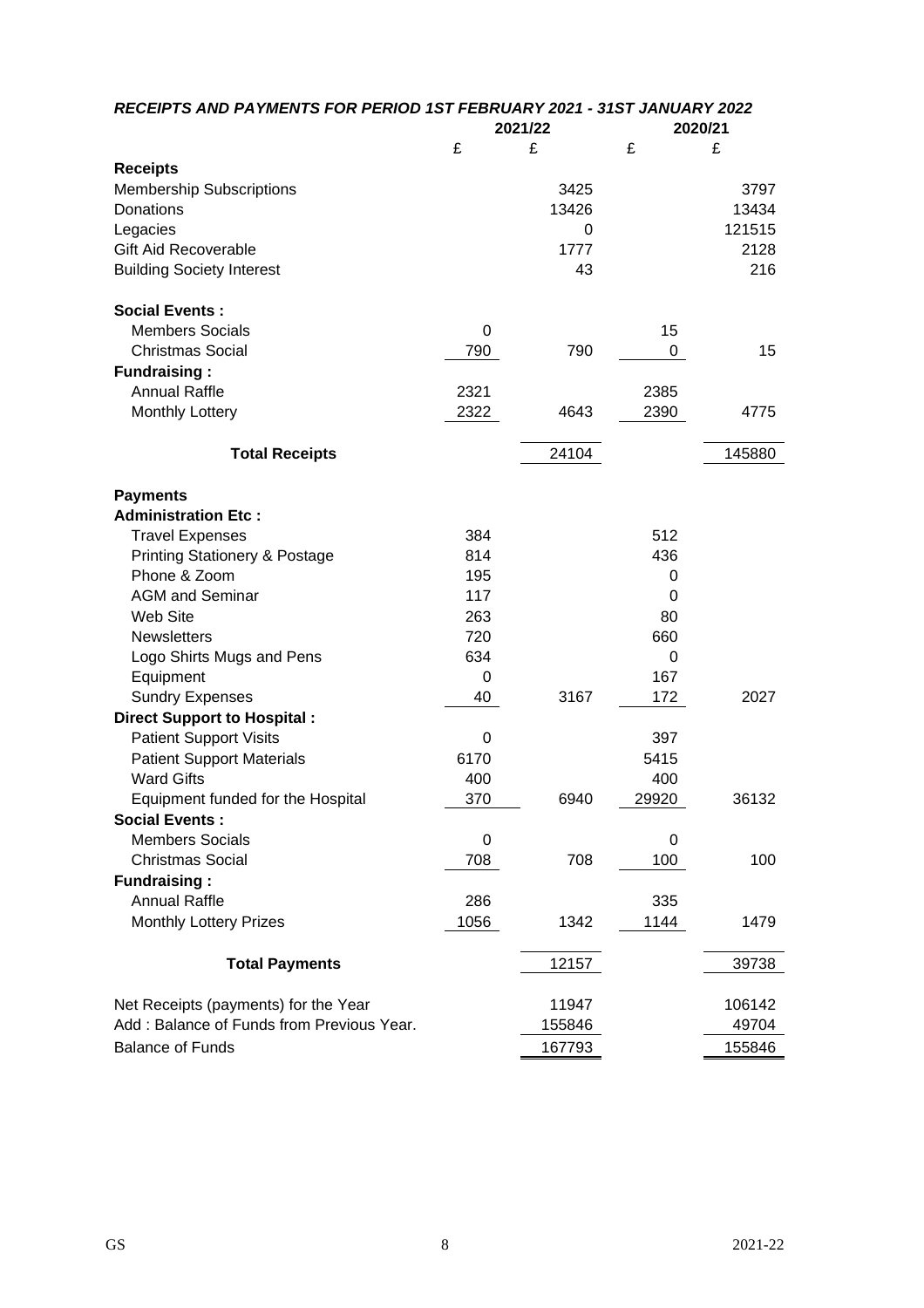***RECEIPTS AND PAYMENTS FOR PERIOD 1ST FEBRUARY 2021 - 31ST JANUARY 2022***

| | 2021/22 | | 2020/21 | |
|---|---|---|---|---|
| | £ | £ | £ | £ |
| **Receipts** | | | | |
| Membership Subscriptions | | 3425 | | 3797 |
| Donations | | 13426 | | 13434 |
| Legacies | | 0 | | 121515 |
| Gift Aid Recoverable | | 1777 | | 2128 |
| Building Society Interest | | 43 | | 216 |
| **Social Events :** | | | | |
| Members Socials | 0 | | 15 | |
| Christmas Social | 790 | 790 | 0 | 15 |
| **Fundraising :** | | | | |
| Annual Raffle | 2321 | | 2385 | |
| Monthly Lottery | 2322 | 4643 | 2390 | 4775 |
| **Total Receipts** | | 24104 | | 145880 |
| **Payments** | | | | |
| **Administration Etc :** | | | | |
| Travel Expenses | 384 | | 512 | |
| Printing Stationery & Postage | 814 | | 436 | |
| Phone & Zoom | 195 | | 0 | |
| AGM and Seminar | 117 | | 0 | |
| Web Site | 263 | | 80 | |
| Newsletters | 720 | | 660 | |
| Logo Shirts Mugs and Pens | 634 | | 0 | |
| Equipment | 0 | | 167 | |
| Sundry Expenses | 40 | 3167 | 172 | 2027 |
| **Direct Support to Hospital :** | | | | |
| Patient Support Visits | 0 | | 397 | |
| Patient Support Materials | 6170 | | 5415 | |
| Ward Gifts | 400 | | 400 | |
| Equipment funded for the Hospital | 370 | 6940 | 29920 | 36132 |
| **Social Events :** | | | | |
| Members Socials | 0 | | 0 | |
| Christmas Social | 708 | 708 | 100 | 100 |
| **Fundraising :** | | | | |
| Annual Raffle | 286 | | 335 | |
| Monthly Lottery Prizes | 1056 | 1342 | 1144 | 1479 |
| **Total Payments** | | 12157 | | 39738 |
| Net Receipts (payments) for the Year | | 11947 | | 106142 |
| Add : Balance of Funds from Previous Year. | | 155846 | | 49704 |
| Balance of Funds | | 167793 | | 155846 |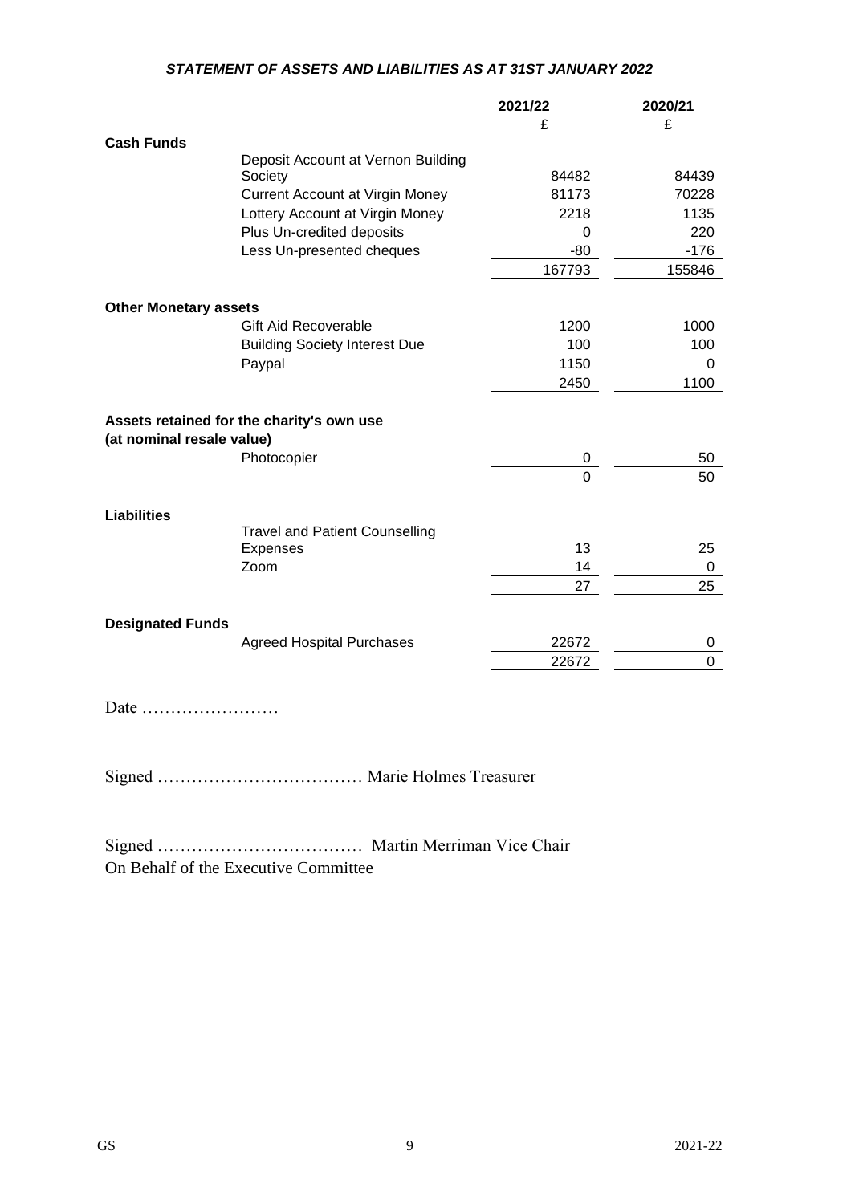### *STATEMENT OF ASSETS AND LIABILITIES AS AT 31ST JANUARY 2022*

| | | 2021/22 | 2020/21 |
|---|---|---|---|
| | | £ | £ |
| **Cash Funds** | | | |
| | Deposit Account at Vernon Building Society | 84482 | 84439 |
| | Current Account at Virgin Money | 81173 | 70228 |
| | Lottery Account at Virgin Money | 2218 | 1135 |
| | Plus Un-credited deposits | 0 | 220 |
| | Less Un-presented cheques | -80 | -176 |
| | | 167793 | 155846 |
| **Other Monetary assets** | | | |
| | Gift Aid Recoverable | 1200 | 1000 |
| | Building Society Interest Due | 100 | 100 |
| | Paypal | 1150 | 0 |
| | | 2450 | 1100 |
| **Assets retained for the charity's own use (at nominal resale value)** | | | |
| | Photocopier | 0 | 50 |
| | | 0 | 50 |
| **Liabilities** | | | |
| | Travel and Patient Counselling Expenses | 13 | 25 |
| | Zoom | 14 | 0 |
| | | 27 | 25 |
| **Designated Funds** | | | |
| | Agreed Hospital Purchases | 22672 | 0 |
| | | 22672 | 0 |

Date ……………………

Signed ……………………………… Marie Holmes Treasurer

Signed ……………………………… Martin Merriman Vice Chair
On Behalf of the Executive Committee